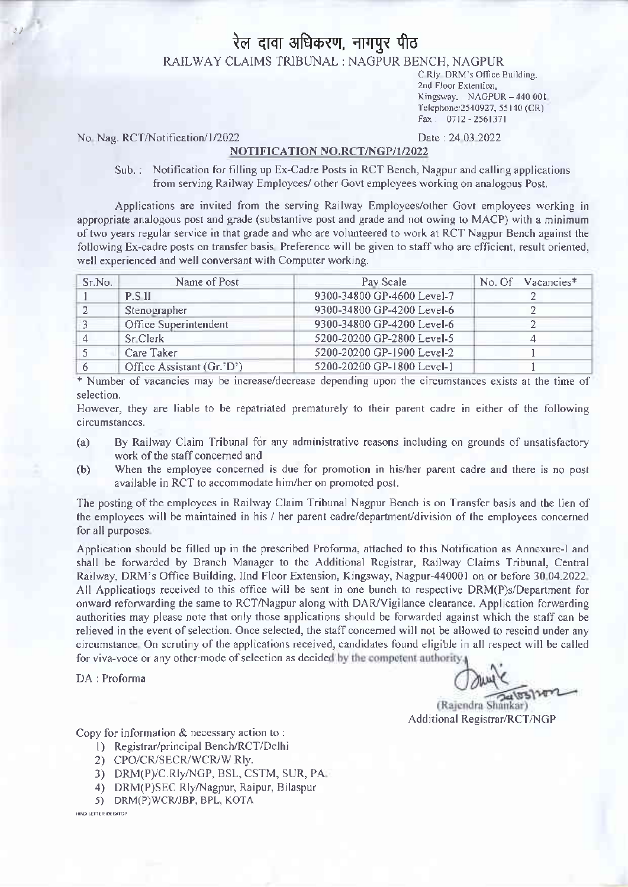# रेल दावा अधिकरण, नागपुर पीठ

## RAILWAY CLAIMS TRIBUNAL : NAGPUR BENCH, NAGPUR

C.Rly. DRM's Office Building,
2nd Floor Extention,
Kingsway, NAGPUR – 440 001
Telephone:2540927, 55140 (CR)
Fax : 0712 - 2561371

No. Nag. RCT/Notification/1/2022

Date : 24.03.2022

**NOTIFICATION NO.RCT/NGP/1/2022**

Sub. : Notification for filling up Ex-Cadre Posts in RCT Bench, Nagpur and calling applications from serving Railway Employees/ other Govt employees working on analogous Post.

Applications are invited from the serving Railway Employees/other Govt employees working in appropriate analogous post and grade (substantive post and grade and not owing to MACP) with a minimum of two years regular service in that grade and who are volunteered to work at RCT Nagpur Bench against the following Ex-cadre posts on transfer basis. Preference will be given to staff who are efficient, result oriented, well experienced and well conversant with Computer working.

| Sr.No. | Name of Post | Pay Scale | No. Of Vacancies* |
|---|---|---|---|
| 1 | P.S.II | 9300-34800 GP-4600 Level-7 | 2 |
| 2 | Stenographer | 9300-34800 GP-4200 Level-6 | 2 |
| 3 | Office Superintendent | 9300-34800 GP-4200 Level-6 | 2 |
| 4 | Sr.Clerk | 5200-20200 GP-2800 Level-5 | 4 |
| 5 | Care Taker | 5200-20200 GP-1900 Level-2 | 1 |
| 6 | Office Assistant (Gr.'D') | 5200-20200 GP-1800 Level-1 | 1 |

\* Number of vacancies may be increase/decrease depending upon the circumstances exists at the time of selection.

However, they are liable to be repatriated prematurely to their parent cadre in either of the following circumstances.

(a) By Railway Claim Tribunal for any administrative reasons including on grounds of unsatisfactory work of the staff concerned and

(b) When the employee concerned is due for promotion in his/her parent cadre and there is no post available in RCT to accommodate him/her on promoted post.

The posting of the employees in Railway Claim Tribunal Nagpur Bench is on Transfer basis and the lien of the employees will be maintained in his / her parent cadre/department/division of the employees concerned for all purposes.

Application should be filled up in the prescribed Proforma, attached to this Notification as Annexure-I and shall be forwarded by Branch Manager to the Additional Registrar, Railway Claims Tribunal, Central Railway, DRM's Office Building, IInd Floor Extension, Kingsway, Nagpur-440001 on or before 30.04.2022. All Applications received to this office will be sent in one bunch to respective DRM(P)s/Department for onward reforwarding the same to RCT/Nagpur along with DAR/Vigilance clearance. Application forwarding authorities may please note that only those applications should be forwarded against which the staff can be relieved in the event of selection. Once selected, the staff concerned will not be allowed to rescind under any circumstance. On scrutiny of the applications received, candidates found eligible in all respect will be called for viva-voce or any other mode of selection as decided by the competent authority.

DA : Proforma

(Rajendra Shankar)
Additional Registrar/RCT/NGP

Copy for information & necessary action to :

1) Registrar/principal Bench/RCT/Delhi
2) CPO/CR/SECR/WCR/W Rly.
3) DRM(P)/C.Rly/NGP, BSL, CSTM, SUR, PA.
4) DRM(P)SEC Rly/Nagpur, Raipur, Bilaspur
5) DRM(P)WCR/JBP, BPL, KOTA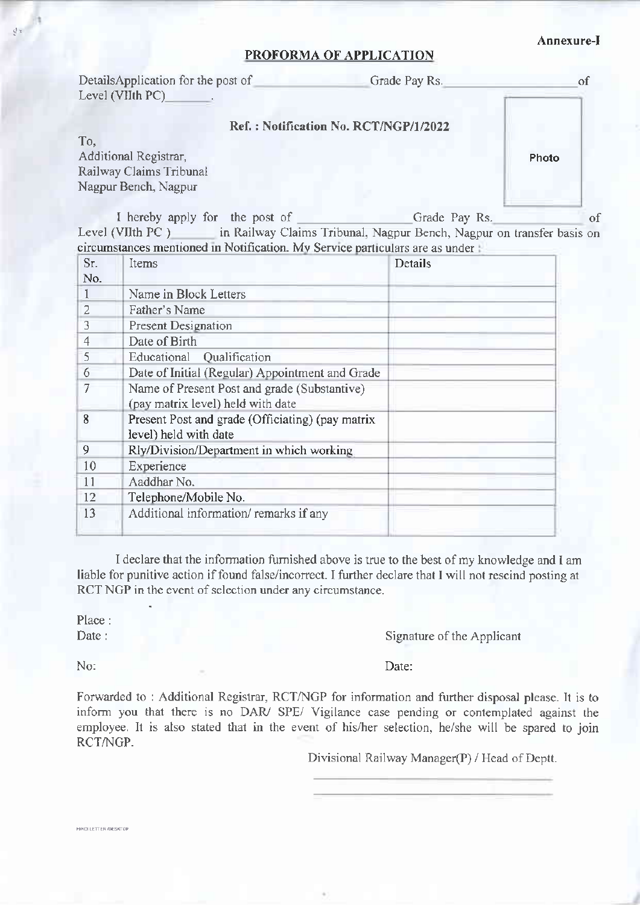**Annexure-I**

## PROFORMA OF APPLICATION

DetailsApplication for the post of \_\_\_\_\_\_\_\_\_\_\_\_\_\_\_\_ Grade Pay Rs.\_\_\_\_\_\_\_\_\_\_\_\_\_\_\_\_\_\_ of Level (VIIth PC)\_\_\_\_\_\_\_.

**Ref. : Notification No. RCT/NGP/1/2022**

Photo

To,
Additional Registrar,
Railway Claims Tribunal
Nagpur Bench, Nagpur

I hereby apply for the post of \_\_\_\_\_\_\_\_\_\_\_\_\_\_\_\_ Grade Pay Rs.\_\_\_\_\_\_\_\_\_\_\_\_ of Level (VIIth PC )\_\_\_\_\_\_ in Railway Claims Tribunal, Nagpur Bench, Nagpur on transfer basis on circumstances mentioned in Notification. My Service particulars are as under :

| Sr. No. | Items | Details |
|---|---|---|
| 1 | Name in Block Letters | |
| 2 | Father's Name | |
| 3 | Present Designation | |
| 4 | Date of Birth | |
| 5 | Educational Qualification | |
| 6 | Date of Initial (Regular) Appointment and Grade | |
| 7 | Name of Present Post and grade (Substantive) (pay matrix level) held with date | |
| 8 | Present Post and grade (Officiating) (pay matrix level) held with date | |
| 9 | Rly/Division/Department in which working | |
| 10 | Experience | |
| 11 | Aaddhar No. | |
| 12 | Telephone/Mobile No. | |
| 13 | Additional information/ remarks if any | |

I declare that the information furnished above is true to the best of my knowledge and I am liable for punitive action if found false/incorrect. I further declare that I will not rescind posting at RCT NGP in the event of selection under any circumstance.

Place :
Date :

Signature of the Applicant

No:

Date:

Forwarded to : Additional Registrar, RCT/NGP for information and further disposal please. It is to inform you that there is no DAR/ SPE/ Vigilance case pending or contemplated against the employee. It is also stated that in the event of his/her selection, he/she will be spared to join RCT/NGP.

Divisional Railway Manager(P) / Head of Deptt.